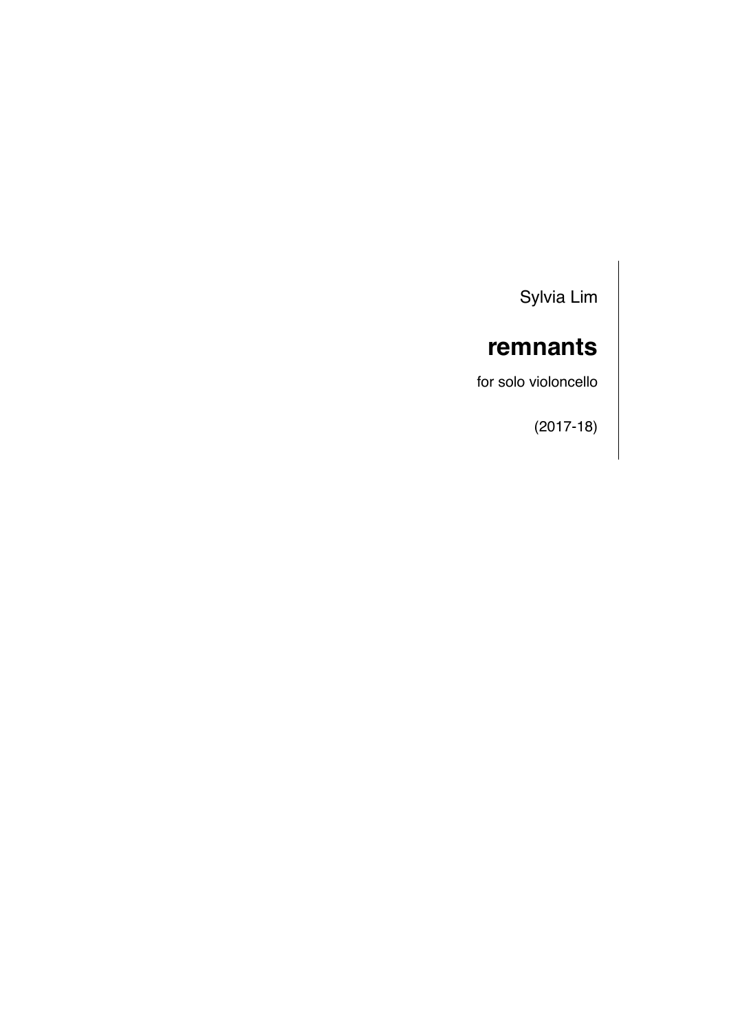Sylvia Lim

# remnants

for solo violoncello

(2017-18)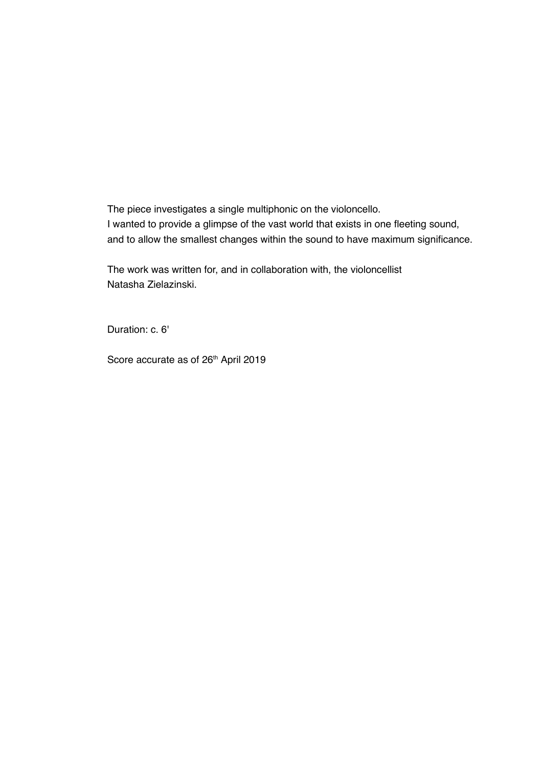The piece investigates a single multiphonic on the violoncello.
I wanted to provide a glimpse of the vast world that exists in one fleeting sound, and to allow the smallest changes within the sound to have maximum significance.

The work was written for, and in collaboration with, the violoncellist Natasha Zielazinski.

Duration: c. 6'

Score accurate as of 26th April 2019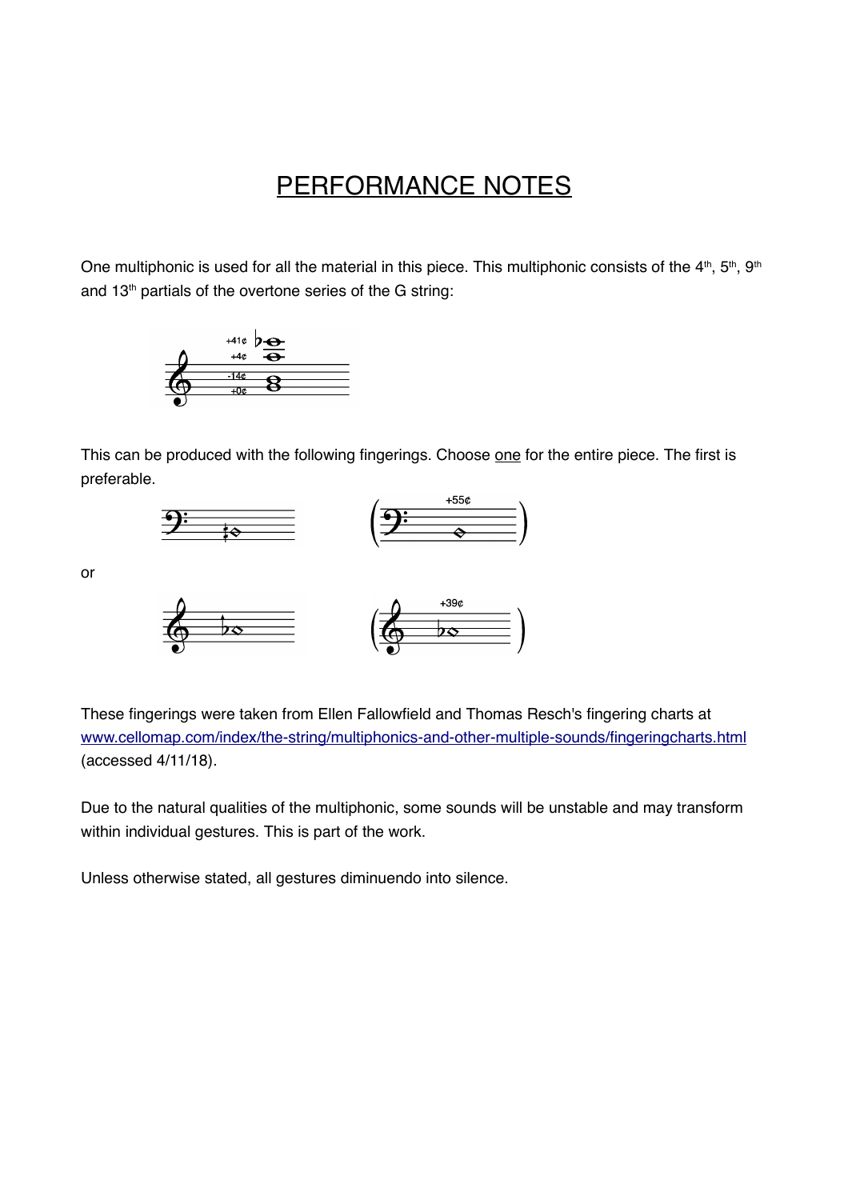# PERFORMANCE NOTES

One multiphonic is used for all the material in this piece. This multiphonic consists of the 4th, 5th, 9th and 13th partials of the overtone series of the G string:

This can be produced with the following fingerings. Choose <u>one</u> for the entire piece. The first is preferable.

or

These fingerings were taken from Ellen Fallowfield and Thomas Resch's fingering charts at [www.cellomap.com/index/the-string/multiphonics-and-other-multiple-sounds/fingeringcharts.html](www.cellomap.com/index/the-string/multiphonics-and-other-multiple-sounds/fingeringcharts.html) (accessed 4/11/18).

Due to the natural qualities of the multiphonic, some sounds will be unstable and may transform within individual gestures. This is part of the work.

Unless otherwise stated, all gestures diminuendo into silence.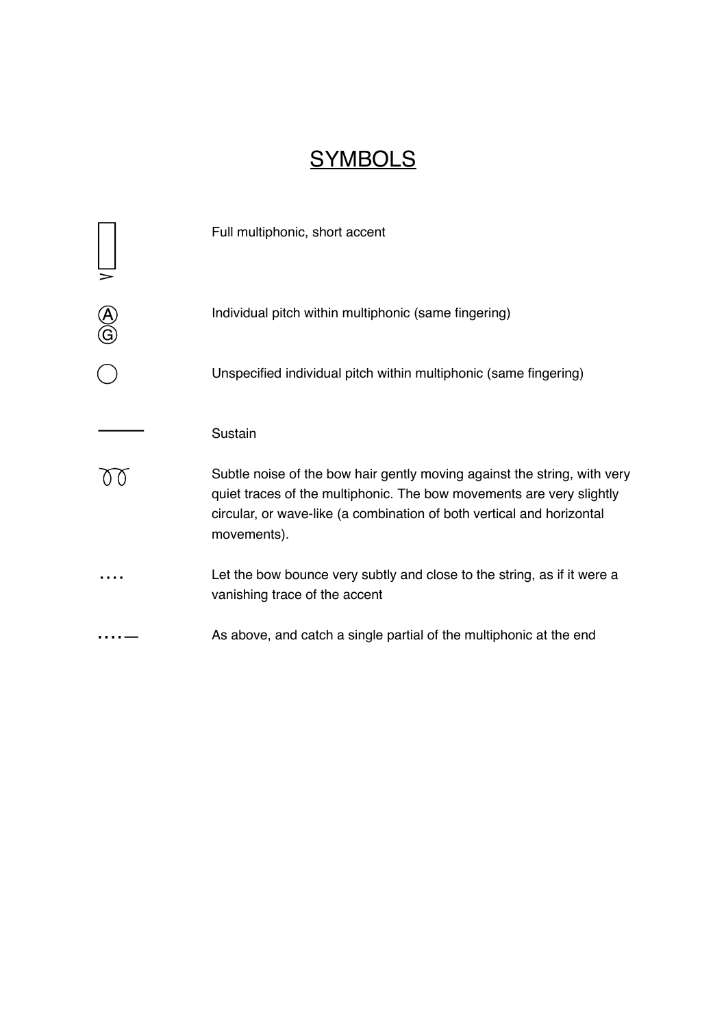# SYMBOLS

| Symbol | Meaning |
| --- | --- |
| ▯ > | Full multiphonic, short accent |
| Ⓐ Ⓖ | Individual pitch within multiphonic (same fingering) |
| ◯ | Unspecified individual pitch within multiphonic (same fingering) |
| —— | Sustain |
| ꝏ | Subtle noise of the bow hair gently moving against the string, with very quiet traces of the multiphonic. The bow movements are very slightly circular, or wave-like (a combination of both vertical and horizontal movements). |
| .... | Let the bow bounce very subtly and close to the string, as if it were a vanishing trace of the accent |
| ....— | As above, and catch a single partial of the multiphonic at the end |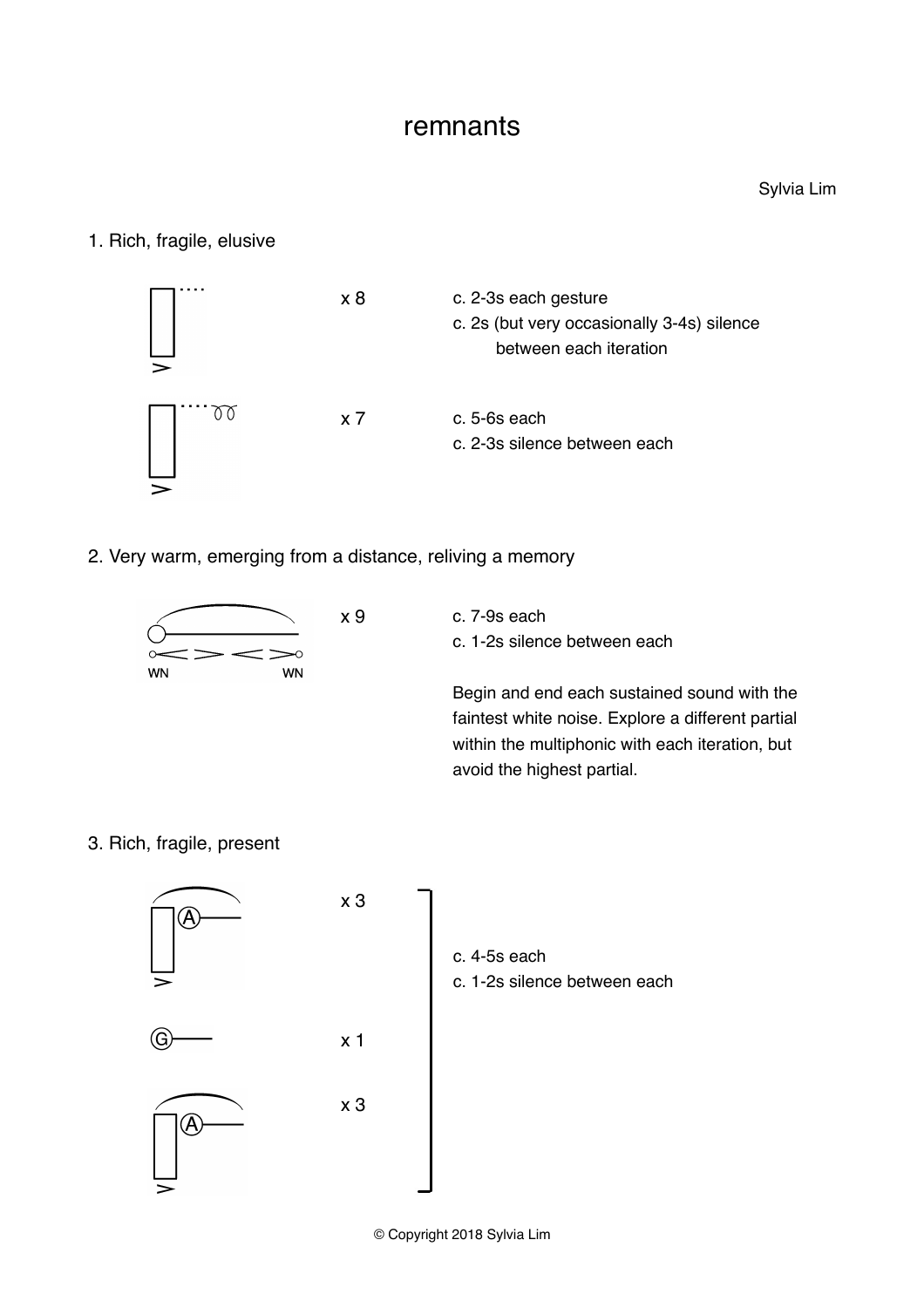# remnants

Sylvia Lim

## 1. Rich, fragile, elusive

x 8

c. 2-3s each gesture
c. 2s (but very occasionally 3-4s) silence between each iteration

x 7

c. 5-6s each
c. 2-3s silence between each

## 2. Very warm, emerging from a distance, reliving a memory

WN WN

x 9

c. 7-9s each
c. 1-2s silence between each

Begin and end each sustained sound with the faintest white noise. Explore a different partial within the multiphonic with each iteration, but avoid the highest partial.

## 3. Rich, fragile, present

A x 3

G x 1

A x 3

c. 4-5s each
c. 1-2s silence between each

© Copyright 2018 Sylvia Lim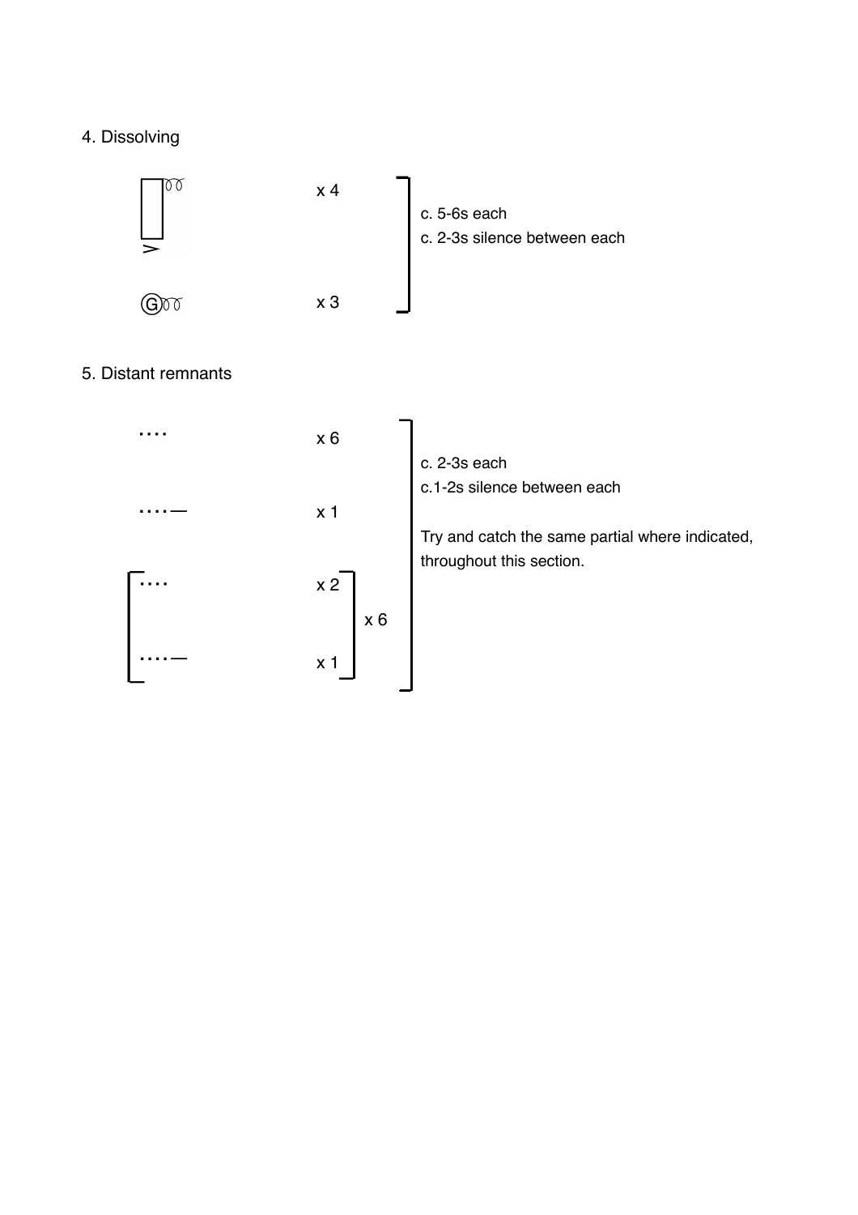4. Dissolving

x 4

x 3

c. 5-6s each
c. 2-3s silence between each

5. Distant remnants

···· x 6

····— x 1

···· x 2

····— x 1

x 6

c. 2-3s each
c.1-2s silence between each

Try and catch the same partial where indicated, throughout this section.